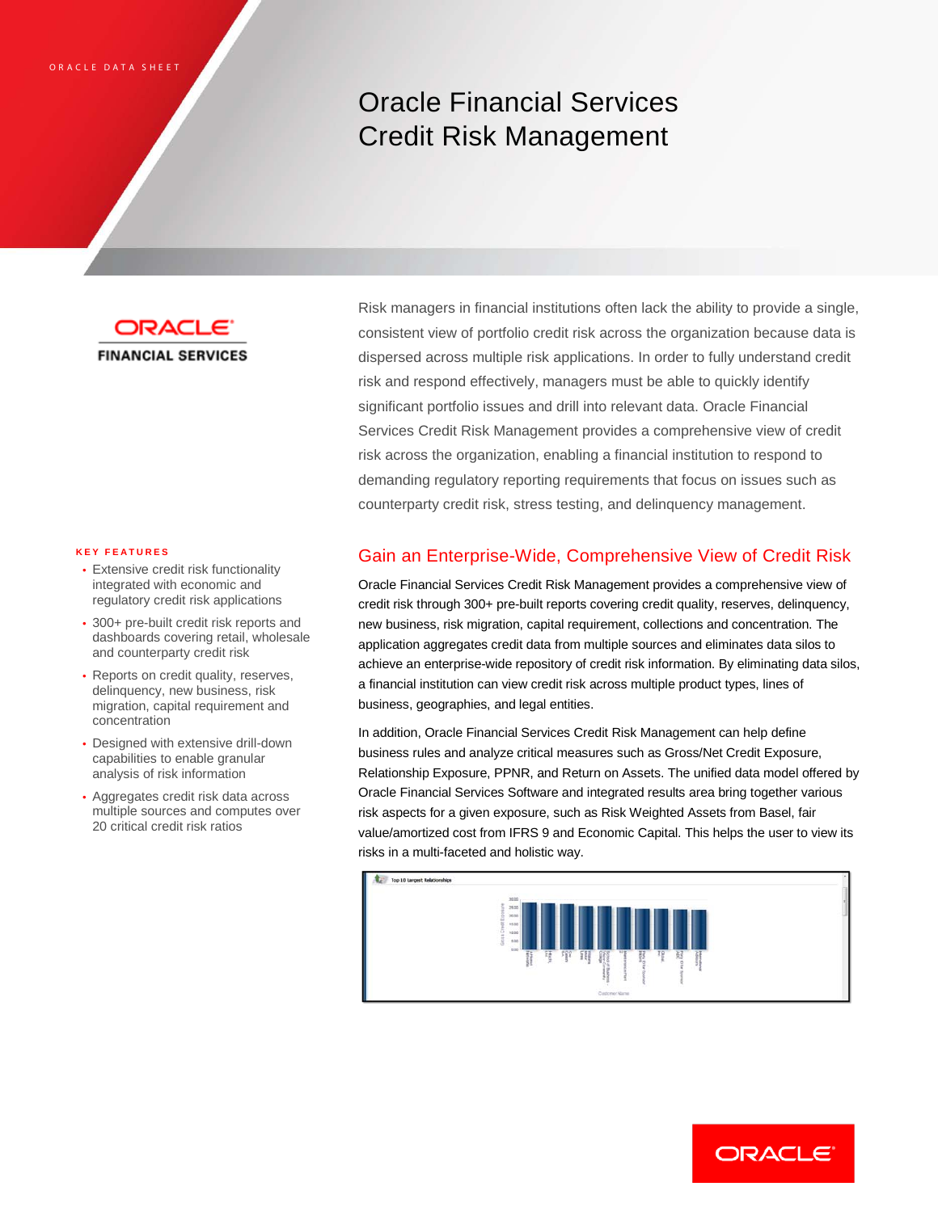ORACLE DATA SHEET

# Oracle Financial Services Credit Risk Management

ORACLE FINANCIAL SERVICES

Risk managers in financial institutions often lack the ability to provide a single, consistent view of portfolio credit risk across the organization because data is dispersed across multiple risk applications. In order to fully understand credit risk and respond effectively, managers must be able to quickly identify significant portfolio issues and drill into relevant data. Oracle Financial Services Credit Risk Management provides a comprehensive view of credit risk across the organization, enabling a financial institution to respond to demanding regulatory reporting requirements that focus on issues such as counterparty credit risk, stress testing, and delinquency management.

**KEY FEATURES**

- Extensive credit risk functionality integrated with economic and regulatory credit risk applications
- 300+ pre-built credit risk reports and dashboards covering retail, wholesale and counterparty credit risk
- Reports on credit quality, reserves, delinquency, new business, risk migration, capital requirement and concentration
- Designed with extensive drill-down capabilities to enable granular analysis of risk information
- Aggregates credit risk data across multiple sources and computes over 20 critical credit risk ratios

## Gain an Enterprise-Wide, Comprehensive View of Credit Risk

Oracle Financial Services Credit Risk Management provides a comprehensive view of credit risk through 300+ pre-built reports covering credit quality, reserves, delinquency, new business, risk migration, capital requirement, collections and concentration. The application aggregates credit data from multiple sources and eliminates data silos to achieve an enterprise-wide repository of credit risk information. By eliminating data silos, a financial institution can view credit risk across multiple product types, lines of business, geographies, and legal entities.

In addition, Oracle Financial Services Credit Risk Management can help define business rules and analyze critical measures such as Gross/Net Credit Exposure, Relationship Exposure, PPNR, and Return on Assets. The unified data model offered by Oracle Financial Services Software and integrated results area bring together various risk aspects for a given exposure, such as Risk Weighted Assets from Basel, fair value/amortized cost from IFRS 9 and Economic Capital. This helps the user to view its risks in a multi-faceted and holistic way.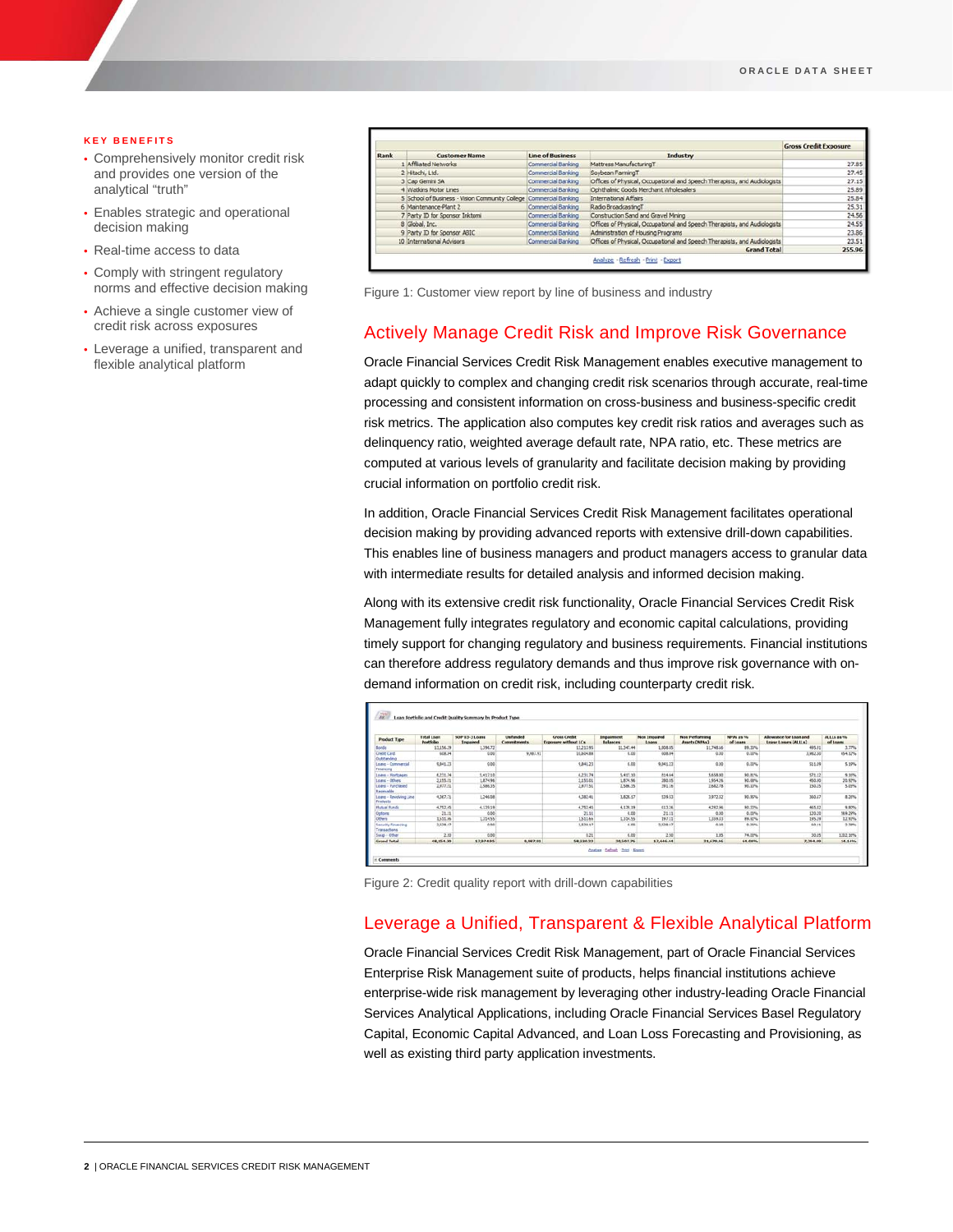**KEY BENEFITS**

- Comprehensively monitor credit risk and provides one version of the analytical "truth"
- Enables strategic and operational decision making
- Real-time access to data
- Comply with stringent regulatory norms and effective decision making
- Achieve a single customer view of credit risk across exposures
- Leverage a unified, transparent and flexible analytical platform

| Rank | Customer Name | Line of Business | Industry | Gross Credit Exposure |
|---|---|---|---|---|
| 1 | Affiliated Networks | Commercial Banking | Mattress ManufacturingT | 27.85 |
| 2 | Hitachi, Ltd. | Commercial Banking | Soybean FarmingT | 27.45 |
| 3 | Cap Gemini SA | Commercial Banking | Offices of Physical, Occupational and Speech Therapists, and Audiologists | 27.15 |
| 4 | Watkins Motor Lines | Commercial Banking | Ophthalmic Goods Merchant Wholesalers | 25.89 |
| 5 | School of Business - Vision Community College | Commercial Banking | International Affairs | 25.84 |
| 6 | Maintenance-Plant 2 | Commercial Banking | Radio BroadcastingT | 25.31 |
| 7 | Party ID for Sponsor Inktomi | Commercial Banking | Construction Sand and Gravel Mining | 24.56 |
| 8 | Global, Inc. | Commercial Banking | Offices of Physical, Occupational and Speech Therapists, and Audiologists | 24.55 |
| 9 | Party ID for Sponsor ABIC | Commercial Banking | Administration of Housing Programs | 23.86 |
| 10 | International Advisors | Commercial Banking | Offices of Physical, Occupational and Speech Therapists, and Audiologists | 23.51 |
| | | | Grand Total | 255.96 |

Analyze - Refresh - Print - Export

Figure 1: Customer view report by line of business and industry

## Actively Manage Credit Risk and Improve Risk Governance

Oracle Financial Services Credit Risk Management enables executive management to adapt quickly to complex and changing credit risk scenarios through accurate, real-time processing and consistent information on cross-business and business-specific credit risk metrics. The application also computes key credit risk ratios and averages such as delinquency ratio, weighted average default rate, NPA ratio, etc. These metrics are computed at various levels of granularity and facilitate decision making by providing crucial information on portfolio credit risk.

In addition, Oracle Financial Services Credit Risk Management facilitates operational decision making by providing advanced reports with extensive drill-down capabilities. This enables line of business managers and product managers access to granular data with intermediate results for detailed analysis and informed decision making.

Along with its extensive credit risk functionality, Oracle Financial Services Credit Risk Management fully integrates regulatory and economic capital calculations, providing timely support for changing regulatory and business requirements. Financial institutions can therefore address regulatory demands and thus improve risk governance with on-demand information on credit risk, including counterparty credit risk.

Figure 2: Credit quality report with drill-down capabilities

## Leverage a Unified, Transparent & Flexible Analytical Platform

Oracle Financial Services Credit Risk Management, part of Oracle Financial Services Enterprise Risk Management suite of products, helps financial institutions achieve enterprise-wide risk management by leveraging other industry-leading Oracle Financial Services Analytical Applications, including Oracle Financial Services Basel Regulatory Capital, Economic Capital Advanced, and Loan Loss Forecasting and Provisioning, as well as existing third party application investments.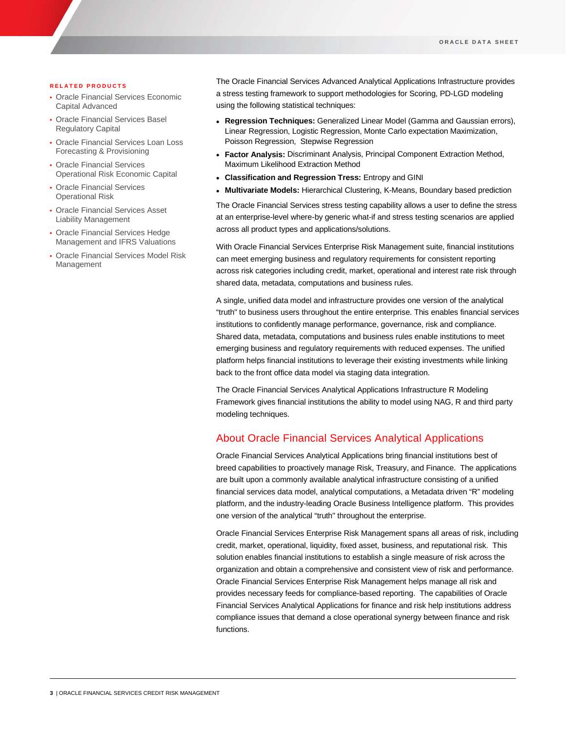RELATED PRODUCTS

- Oracle Financial Services Economic Capital Advanced
- Oracle Financial Services Basel Regulatory Capital
- Oracle Financial Services Loan Loss Forecasting & Provisioning
- Oracle Financial Services Operational Risk Economic Capital
- Oracle Financial Services Operational Risk
- Oracle Financial Services Asset Liability Management
- Oracle Financial Services Hedge Management and IFRS Valuations
- Oracle Financial Services Model Risk Management

The Oracle Financial Services Advanced Analytical Applications Infrastructure provides a stress testing framework to support methodologies for Scoring, PD-LGD modeling using the following statistical techniques:

- **Regression Techniques:** Generalized Linear Model (Gamma and Gaussian errors), Linear Regression, Logistic Regression, Monte Carlo expectation Maximization, Poisson Regression, Stepwise Regression
- **Factor Analysis:** Discriminant Analysis, Principal Component Extraction Method, Maximum Likelihood Extraction Method
- **Classification and Regression Tress:** Entropy and GINI
- **Multivariate Models:** Hierarchical Clustering, K-Means, Boundary based prediction

The Oracle Financial Services stress testing capability allows a user to define the stress at an enterprise-level where-by generic what-if and stress testing scenarios are applied across all product types and applications/solutions.

With Oracle Financial Services Enterprise Risk Management suite, financial institutions can meet emerging business and regulatory requirements for consistent reporting across risk categories including credit, market, operational and interest rate risk through shared data, metadata, computations and business rules.

A single, unified data model and infrastructure provides one version of the analytical "truth" to business users throughout the entire enterprise. This enables financial services institutions to confidently manage performance, governance, risk and compliance. Shared data, metadata, computations and business rules enable institutions to meet emerging business and regulatory requirements with reduced expenses. The unified platform helps financial institutions to leverage their existing investments while linking back to the front office data model via staging data integration.

The Oracle Financial Services Analytical Applications Infrastructure R Modeling Framework gives financial institutions the ability to model using NAG, R and third party modeling techniques.

## About Oracle Financial Services Analytical Applications

Oracle Financial Services Analytical Applications bring financial institutions best of breed capabilities to proactively manage Risk, Treasury, and Finance. The applications are built upon a commonly available analytical infrastructure consisting of a unified financial services data model, analytical computations, a Metadata driven "R" modeling platform, and the industry-leading Oracle Business Intelligence platform. This provides one version of the analytical "truth" throughout the enterprise.

Oracle Financial Services Enterprise Risk Management spans all areas of risk, including credit, market, operational, liquidity, fixed asset, business, and reputational risk. This solution enables financial institutions to establish a single measure of risk across the organization and obtain a comprehensive and consistent view of risk and performance. Oracle Financial Services Enterprise Risk Management helps manage all risk and provides necessary feeds for compliance-based reporting. The capabilities of Oracle Financial Services Analytical Applications for finance and risk help institutions address compliance issues that demand a close operational synergy between finance and risk functions.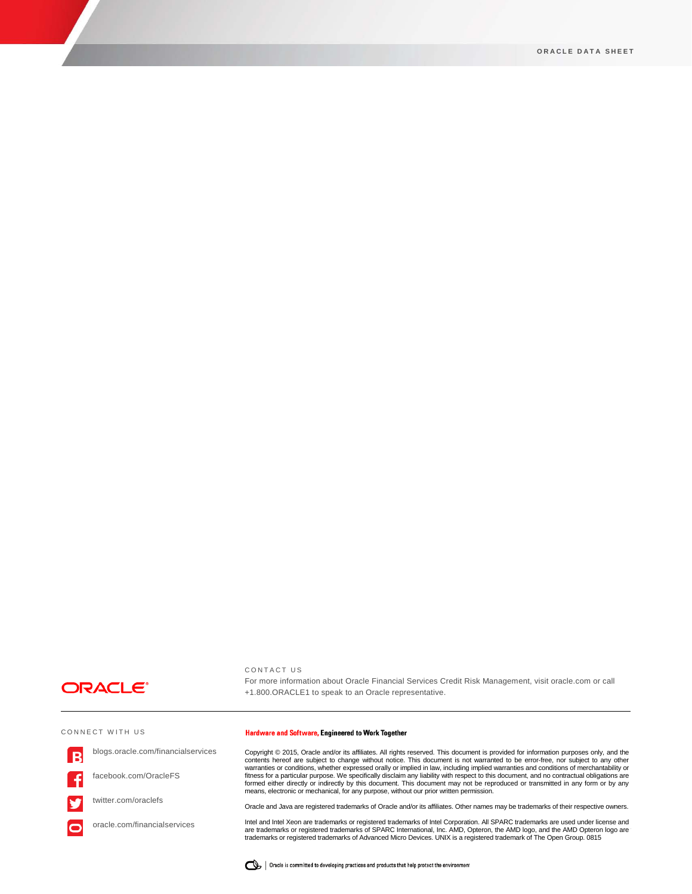CONTACT US

For more information about Oracle Financial Services Credit Risk Management, visit oracle.com or call +1.800.ORACLE1 to speak to an Oracle representative.

CONNECT WITH US

blogs.oracle.com/financialservices

facebook.com/OracleFS

twitter.com/oraclefs

oracle.com/financialservices

**Hardware and Software, Engineered to Work Together**

Copyright © 2015, Oracle and/or its affiliates. All rights reserved. This document is provided for information purposes only, and the contents hereof are subject to change without notice. This document is not warranted to be error-free, nor subject to any other warranties or conditions, whether expressed orally or implied in law, including implied warranties and conditions of merchantability or fitness for a particular purpose. We specifically disclaim any liability with respect to this document, and no contractual obligations are formed either directly or indirectly by this document. This document may not be reproduced or transmitted in any form or by any means, electronic or mechanical, for any purpose, without our prior written permission.

Oracle and Java are registered trademarks of Oracle and/or its affiliates. Other names may be trademarks of their respective owners.

Intel and Intel Xeon are trademarks or registered trademarks of Intel Corporation. All SPARC trademarks are used under license and are trademarks or registered trademarks of SPARC International, Inc. AMD, Opteron, the AMD logo, and the AMD Opteron logo are trademarks or registered trademarks of Advanced Micro Devices. UNIX is a registered trademark of The Open Group. 0815

Oracle is committed to developing practices and products that help protect the environment